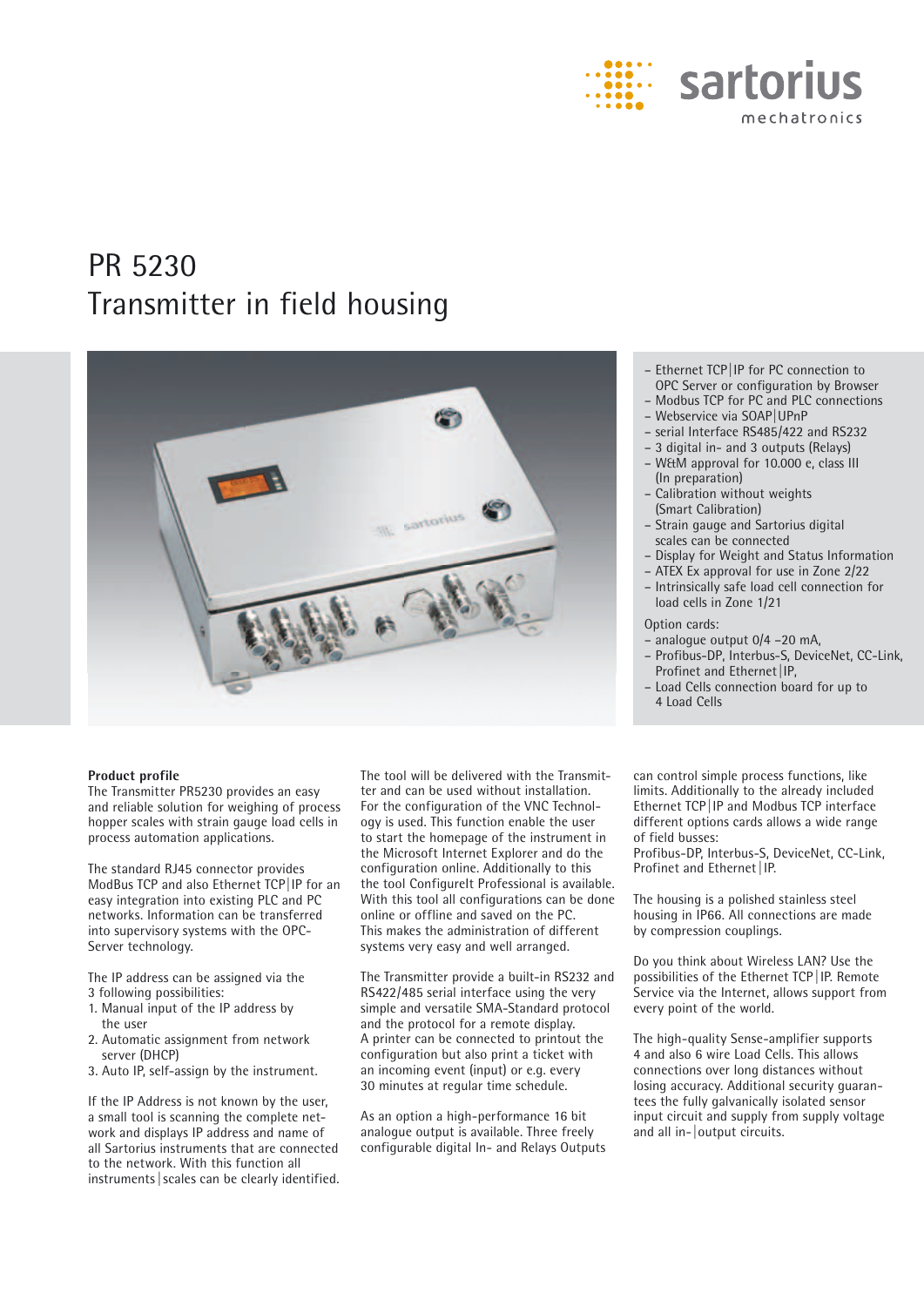sartorius mechatronics

# PR 5230
# Transmitter in field housing

- Ethernet TCP|IP for PC connection to OPC Server or configuration by Browser
- Modbus TCP for PC and PLC connections
- Webservice via SOAP|UPnP
- serial Interface RS485/422 and RS232
- 3 digital in- and 3 outputs (Relays)
- W&M approval for 10.000 e, class III (In preparation)
- Calibration without weights (Smart Calibration)
- Strain gauge and Sartorius digital scales can be connected
- Display for Weight and Status Information
- ATEX Ex approval for use in Zone 2/22
- Intrinsically safe load cell connection for load cells in Zone 1/21

Option cards:
- analogue output 0/4 –20 mA,
- Profibus-DP, Interbus-S, DeviceNet, CC-Link, Profinet and Ethernet|IP,
- Load Cells connection board for up to 4 Load Cells

**Product profile**
The Transmitter PR5230 provides an easy and reliable solution for weighing of process hopper scales with strain gauge load cells in process automation applications.

The standard RJ45 connector provides ModBus TCP and also Ethernet TCP|IP for an easy integration into existing PLC and PC networks. Information can be transferred into supervisory systems with the OPC-Server technology.

The IP address can be assigned via the 3 following possibilities:
1. Manual input of the IP address by the user
2. Automatic assignment from network server (DHCP)
3. Auto IP, self-assign by the instrument.

If the IP Address is not known by the user, a small tool is scanning the complete network and displays IP address and name of all Sartorius instruments that are connected to the network. With this function all instruments|scales can be clearly identified.

The tool will be delivered with the Transmitter and can be used without installation. For the configuration of the VNC Technology is used. This function enable the user to start the homepage of the instrument in the Microsoft Internet Explorer and do the configuration online. Additionally to this the tool ConfigureIt Professional is available. With this tool all configurations can be done online or offline and saved on the PC. This makes the administration of different systems very easy and well arranged.

The Transmitter provide a built-in RS232 and RS422/485 serial interface using the very simple and versatile SMA-Standard protocol and the protocol for a remote display. A printer can be connected to printout the configuration but also print a ticket with an incoming event (input) or e.g. every 30 minutes at regular time schedule.

As an option a high-performance 16 bit analogue output is available. Three freely configurable digital In- and Relays Outputs can control simple process functions, like limits. Additionally to the already included Ethernet TCP|IP and Modbus TCP interface different options cards allows a wide range of field busses:
Profibus-DP, Interbus-S, DeviceNet, CC-Link, Profinet and Ethernet|IP.

The housing is a polished stainless steel housing in IP66. All connections are made by compression couplings.

Do you think about Wireless LAN? Use the possibilities of the Ethernet TCP|IP. Remote Service via the Internet, allows support from every point of the world.

The high-quality Sense-amplifier supports 4 and also 6 wire Load Cells. This allows connections over long distances without losing accuracy. Additional security guarantees the fully galvanically isolated sensor input circuit and supply from supply voltage and all in-|output circuits.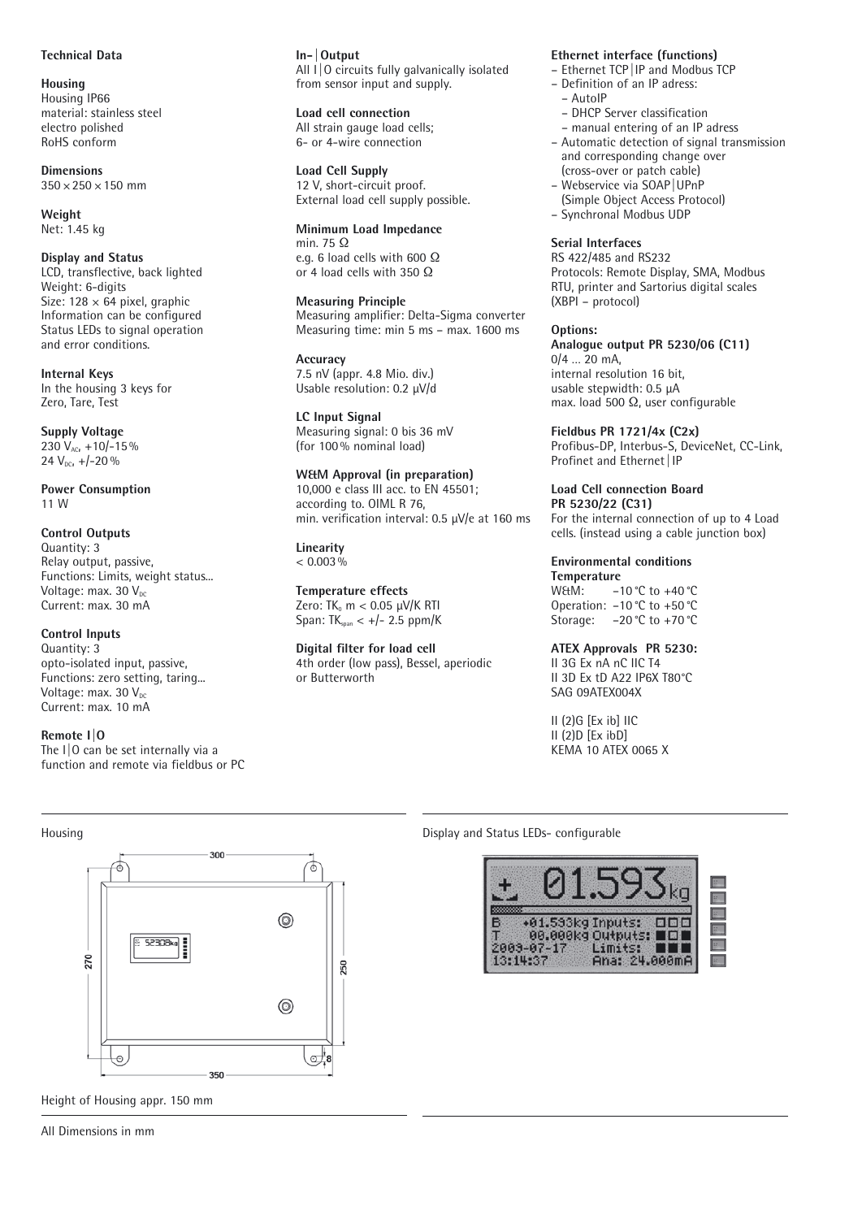**Technical Data**

**Housing**
Housing IP66
material: stainless steel
electro polished
RoHS conform

**Dimensions**
350 × 250 × 150 mm

**Weight**
Net: 1.45 kg

**Display and Status**
LCD, transflective, back lighted
Weight: 6-digits
Size: 128 × 64 pixel, graphic
Information can be configured
Status LEDs to signal operation and error conditions.

**Internal Keys**
In the housing 3 keys for
Zero, Tare, Test

**Supply Voltage**
230 $V_{AC}$, +10/-15 %
24 $V_{DC}$, +/-20 %

**Power Consumption**
11 W

**Control Outputs**
Quantity: 3
Relay output, passive,
Functions: Limits, weight status...
Voltage: max. 30 $V_{DC}$
Current: max. 30 mA

**Control Inputs**
Quantity: 3
opto-isolated input, passive,
Functions: zero setting, taring...
Voltage: max. 30 $V_{DC}$
Current: max. 10 mA

**Remote I|O**
The I|O can be set internally via a function and remote via fieldbus or PC

**In-|Output**
All I|O circuits fully galvanically isolated from sensor input and supply.

**Load cell connection**
All strain gauge load cells;
6- or 4-wire connection

**Load Cell Supply**
12 V, short-circuit proof.
External load cell supply possible.

**Minimum Load Impedance**
min. 75 Ω
e.g. 6 load cells with 600 Ω
or 4 load cells with 350 Ω

**Measuring Principle**
Measuring amplifier: Delta-Sigma converter
Measuring time: min 5 ms – max. 1600 ms

**Accuracy**
7.5 nV (appr. 4.8 Mio. div.)
Usable resolution: 0.2 μV/d

**LC Input Signal**
Measuring signal: 0 bis 36 mV
(for 100 % nominal load)

**W&M Approval (in preparation)**
10,000 e class III acc. to EN 45501;
according to. OIML R 76,
min. verification interval: 0.5 μV/e at 160 ms

**Linearity**
< 0.003 %

**Temperature effects**
Zero: $TK_0$ m < 0.05 μV/K RTI
Span: $TK_{span}$ < +/- 2.5 ppm/K

**Digital filter for load cell**
4th order (low pass), Bessel, aperiodic or Butterworth

**Ethernet interface (functions)**
- Ethernet TCP|IP and Modbus TCP
- Definition of an IP adress:
  - AutoIP
  - DHCP Server classification
  - manual entering of an IP adress
- Automatic detection of signal transmission and corresponding change over (cross-over or patch cable)
- Webservice via SOAP|UPnP (Simple Object Access Protocol)
- Synchronal Modbus UDP

**Serial Interfaces**
RS 422/485 and RS232
Protocols: Remote Display, SMA, Modbus RTU, printer and Sartorius digital scales (XBPI – protocol)

**Options:**
**Analogue output PR 5230/06 (C11)**
0/4 ... 20 mA,
internal resolution 16 bit,
usable stepwidth: 0.5 μA
max. load 500 Ω, user configurable

**Fieldbus PR 1721/4x (C2x)**
Profibus-DP, Interbus-S, DeviceNet, CC-Link, Profinet and Ethernet|IP

**Load Cell connection Board PR 5230/22 (C31)**
For the internal connection of up to 4 Load cells. (instead using a cable junction box)

**Environmental conditions**
**Temperature**
W&M: –10 °C to +40 °C
Operation: –10 °C to +50 °C
Storage: –20 °C to +70 °C

**ATEX Approvals PR 5230:**
II 3G Ex nA nC IIC T4
II 3D Ex tD A22 IP6X T80°C
SAG 09ATEX004X

II (2)G [Ex ib] IIC
II (2)D [Ex ibD]
KEMA 10 ATEX 0065 X

Housing

300
270
250
350
8

Height of Housing appr. 150 mm

All Dimensions in mm

Display and Status LEDs- configurable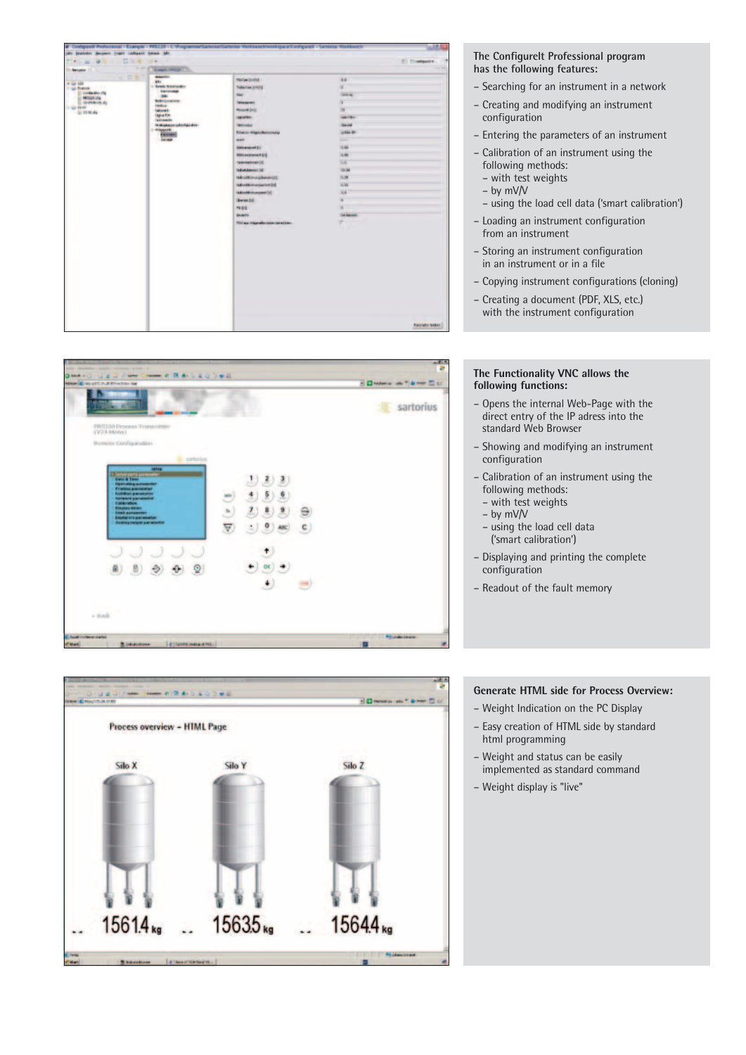**The ConfigureIt Professional program has the following features:**

- Searching for an instrument in a network
- Creating and modifying an instrument configuration
- Entering the parameters of an instrument
- Calibration of an instrument using the following methods:
  - with test weights
  - by mV/V
  - using the load cell data ('smart calibration')
- Loading an instrument configuration from an instrument
- Storing an instrument configuration in an instrument or in a file
- Copying instrument configurations (cloning)
- Creating a document (PDF, XLS, etc.) with the instrument configuration

**The Functionality VNC allows the following functions:**

- Opens the internal Web-Page with the direct entry of the IP adress into the standard Web Browser
- Showing and modifying an instrument configuration
- Calibration of an instrument using the following methods:
  - with test weights
  - by mV/V
  - using the load cell data ('smart calibration')
- Displaying and printing the complete configuration
- Readout of the fault memory

**Generate HTML side for Process Overview:**

- Weight Indication on the PC Display
- Easy creation of HTML side by standard html programming
- Weight and status can be easily implemented as standard command
- Weight display is "live"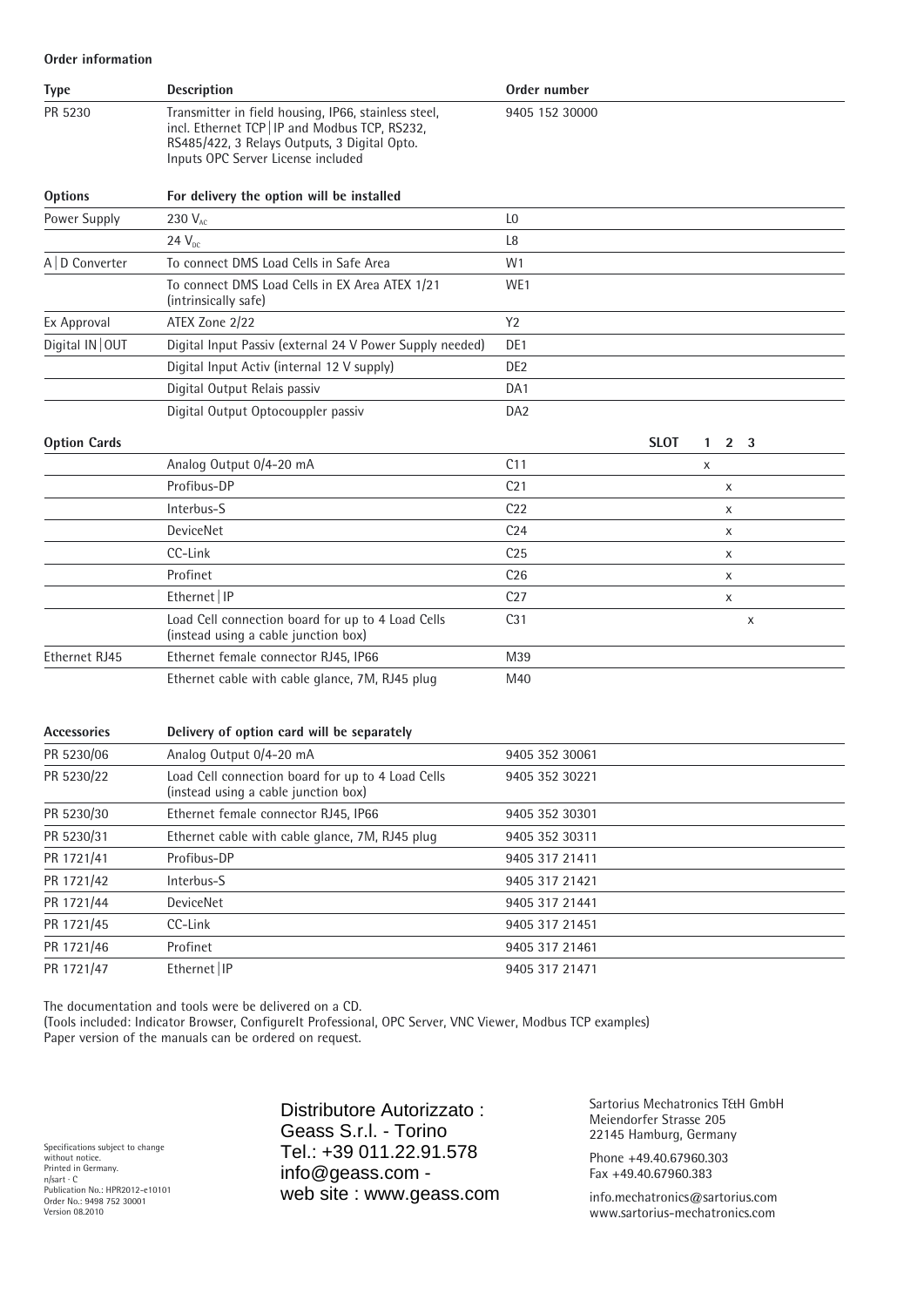**Order information**

| Type | Description | Order number |
|---|---|---|
| PR 5230 | Transmitter in field housing, IP66, stainless steel, incl. Ethernet TCP\|IP and Modbus TCP, RS232, RS485/422, 3 Relays Outputs, 3 Digital Opto. Inputs OPC Server License included | 9405 152 30000 |

| Options | For delivery the option will be installed | |
|---|---|---|
| Power Supply | 230 $V_{AC}$ | L0 |
| | 24 $V_{DC}$ | L8 |
| A\|D Converter | To connect DMS Load Cells in Safe Area | W1 |
| | To connect DMS Load Cells in EX Area ATEX 1/21 (intrinsically safe) | WE1 |
| Ex Approval | ATEX Zone 2/22 | Y2 |
| Digital IN\|OUT | Digital Input Passiv (external 24 V Power Supply needed) | DE1 |
| | Digital Input Activ (internal 12 V supply) | DE2 |
| | Digital Output Relais passiv | DA1 |
| | Digital Output Optocouppler passiv | DA2 |

| Option Cards | | | SLOT 1 | 2 | 3 |
|---|---|---|---|---|---|
| | Analog Output 0/4-20 mA | C11 | x | | |
| | Profibus-DP | C21 | | x | |
| | Interbus-S | C22 | | x | |
| | DeviceNet | C24 | | x | |
| | CC-Link | C25 | | x | |
| | Profinet | C26 | | x | |
| | Ethernet\|IP | C27 | | x | |
| | Load Cell connection board for up to 4 Load Cells (instead using a cable junction box) | C31 | | | x |
| Ethernet RJ45 | Ethernet female connector RJ45, IP66 | M39 | | | |
| | Ethernet cable with cable glance, 7M, RJ45 plug | M40 | | | |

| Accessories | Delivery of option card will be separately | |
|---|---|---|
| PR 5230/06 | Analog Output 0/4-20 mA | 9405 352 30061 |
| PR 5230/22 | Load Cell connection board for up to 4 Load Cells (instead using a cable junction box) | 9405 352 30221 |
| PR 5230/30 | Ethernet female connector RJ45, IP66 | 9405 352 30301 |
| PR 5230/31 | Ethernet cable with cable glance, 7M, RJ45 plug | 9405 352 30311 |
| PR 1721/41 | Profibus-DP | 9405 317 21411 |
| PR 1721/42 | Interbus-S | 9405 317 21421 |
| PR 1721/44 | DeviceNet | 9405 317 21441 |
| PR 1721/45 | CC-Link | 9405 317 21451 |
| PR 1721/46 | Profinet | 9405 317 21461 |
| PR 1721/47 | Ethernet\|IP | 9405 317 21471 |

The documentation and tools were be delivered on a CD.
(Tools included: Indicator Browser, ConfigureIt Professional, OPC Server, VNC Viewer, Modbus TCP examples)
Paper version of the manuals can be ordered on request.

Specifications subject to change without notice.
Printed in Germany.
n/sart · C
Publication No.: HPR2012-e10101
Order No.: 9498 752 30001
Version 08.2010

Distributore Autorizzato :
Geass S.r.l. - Torino
Tel.: +39 011.22.91.578
info@geass.com -
web site : www.geass.com

Sartorius Mechatronics T&H GmbH
Meiendorfer Strasse 205
22145 Hamburg, Germany

Phone +49.40.67960.303
Fax +49.40.67960.383

info.mechatronics@sartorius.com
www.sartorius-mechatronics.com